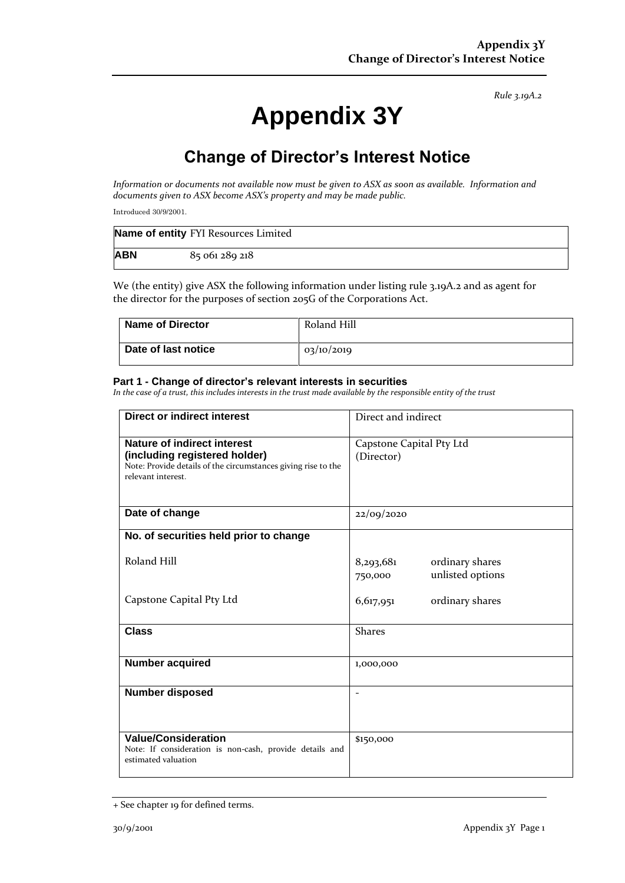*Rule 3.19A.2*

# Appendix 3Y

## Change of Director's Interest Notice

*Information or documents not available now must be given to ASX as soon as available. Information and documents given to ASX become ASX's property and may be made public.*

Introduced 30/9/2001.

| **Name of entity** | FYI Resources Limited |
|---|---|
| **ABN** | 85 061 289 218 |

We (the entity) give ASX the following information under listing rule 3.19A.2 and as agent for the director for the purposes of section 205G of the Corporations Act.

| **Name of Director** | Roland Hill |
|---|---|
| **Date of last notice** | 03/10/2019 |

#### Part 1 - Change of director's relevant interests in securities

*In the case of a trust, this includes interests in the trust made available by the responsible entity of the trust*

| **Direct or indirect interest** | Direct and indirect |
|---|---|
| **Nature of indirect interest (including registered holder)**<br>Note: Provide details of the circumstances giving rise to the relevant interest. | Capstone Capital Pty Ltd (Director) |
| **Date of change** | 22/09/2020 |
| **No. of securities held prior to change**<br><br>Roland Hill<br><br>Capstone Capital Pty Ltd | <br><br>8,293,681 ordinary shares<br>750,000 unlisted options<br><br>6,617,951 ordinary shares |
| **Class** | Shares |
| **Number acquired** | 1,000,000 |
| **Number disposed** | - |
| **Value/Consideration**<br>Note: If consideration is non-cash, provide details and estimated valuation | $150,000 |

+ See chapter 19 for defined terms.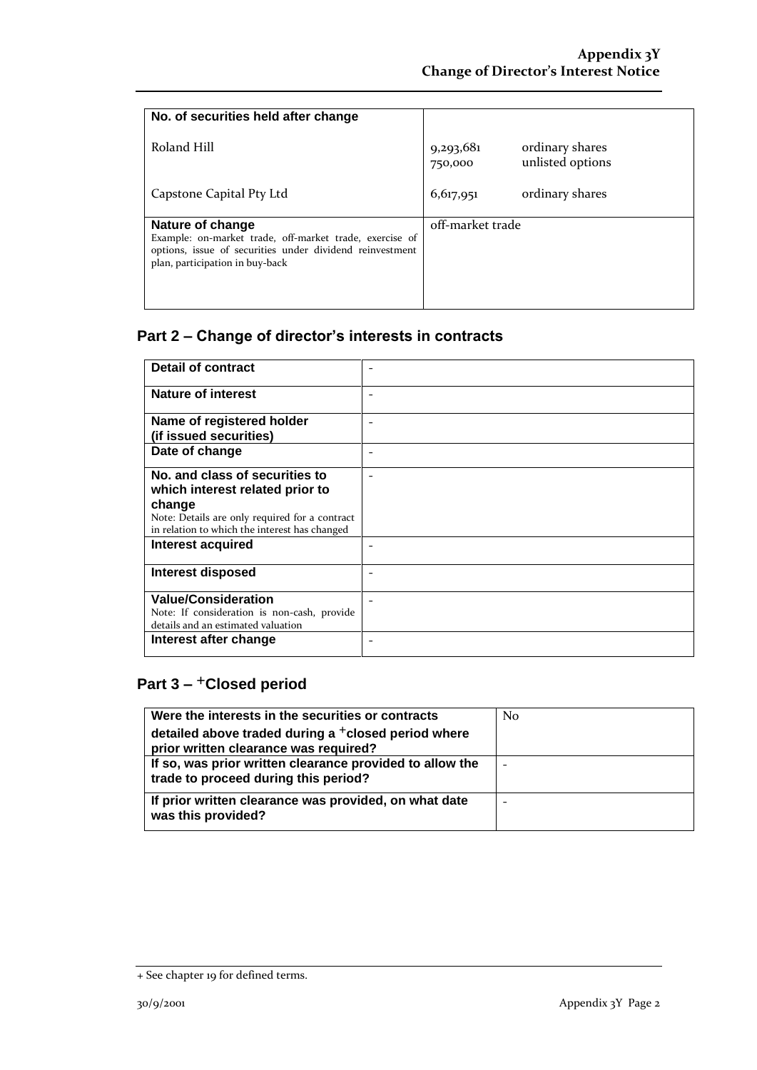| | | | |
|---|---|---|---|
| **No. of securities held after change** | | | |
| Roland Hill | 9,293,681<br>750,000 | ordinary shares<br>unlisted options | |
| Capstone Capital Pty Ltd | 6,617,951 | ordinary shares | |
| **Nature of change**<br>Example: on-market trade, off-market trade, exercise of options, issue of securities under dividend reinvestment plan, participation in buy-back | off-market trade | | |

## Part 2 – Change of director's interests in contracts

| | |
|---|---|
| **Detail of contract** | - |
| **Nature of interest** | - |
| **Name of registered holder (if issued securities)** | - |
| **Date of change** | - |
| **No. and class of securities to which interest related prior to change**<br>Note: Details are only required for a contract in relation to which the interest has changed | - |
| **Interest acquired** | - |
| **Interest disposed** | - |
| **Value/Consideration**<br>Note: If consideration is non-cash, provide details and an estimated valuation | - |
| **Interest after change** | - |

## Part 3 – +Closed period

| | |
|---|---|
| **Were the interests in the securities or contracts detailed above traded during a +closed period where prior written clearance was required?** | No |
| **If so, was prior written clearance provided to allow the trade to proceed during this period?** | - |
| **If prior written clearance was provided, on what date was this provided?** | - |

+ See chapter 19 for defined terms.